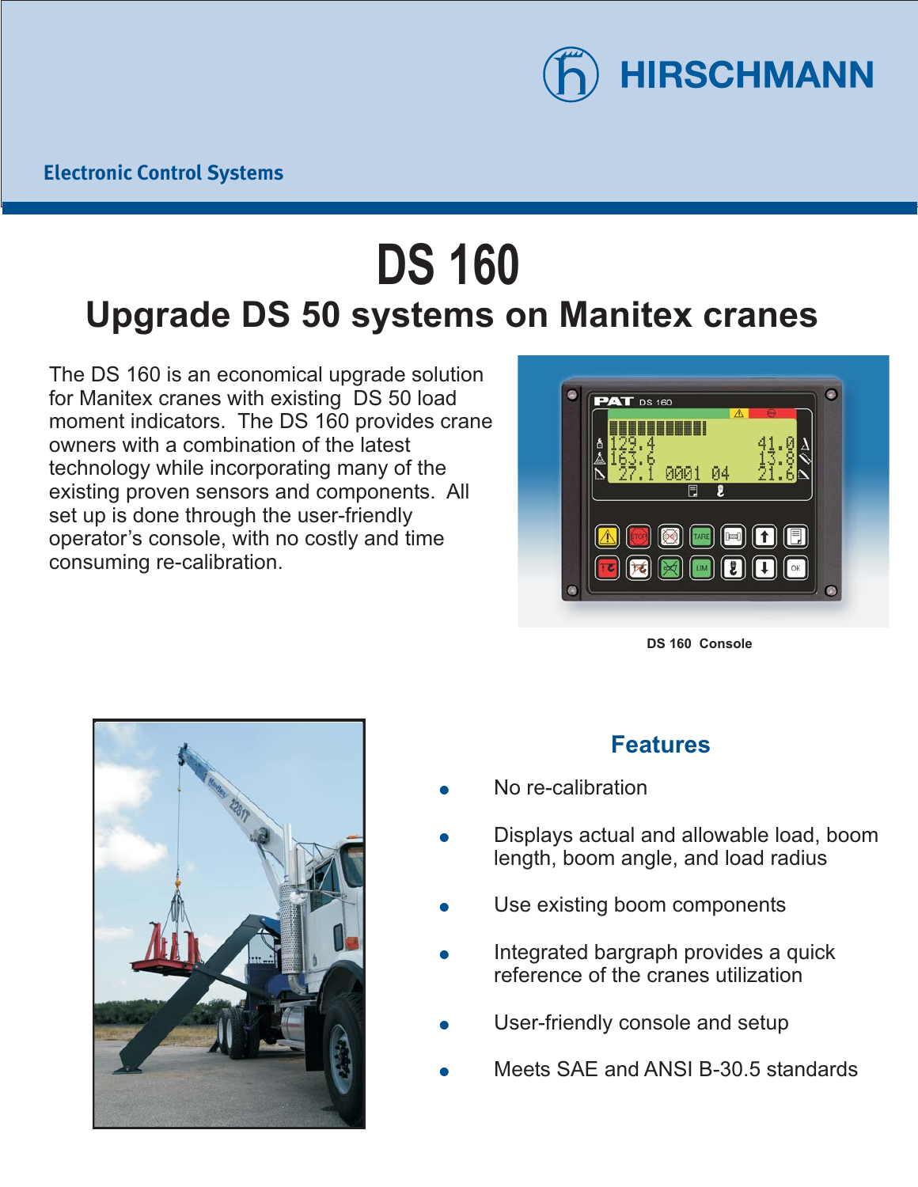HIRSCHMANN

Electronic Control Systems

# DS 160

## Upgrade DS 50 systems on Manitex cranes

The DS 160 is an economical upgrade solution for Manitex cranes with existing DS 50 load moment indicators. The DS 160 provides crane owners with a combination of the latest technology while incorporating many of the existing proven sensors and components. All set up is done through the user-friendly operator's console, with no costly and time consuming re-calibration.

DS 160 Console

### Features

- No re-calibration
- Displays actual and allowable load, boom length, boom angle, and load radius
- Use existing boom components
- Integrated bargraph provides a quick reference of the cranes utilization
- User-friendly console and setup
- Meets SAE and ANSI B-30.5 standards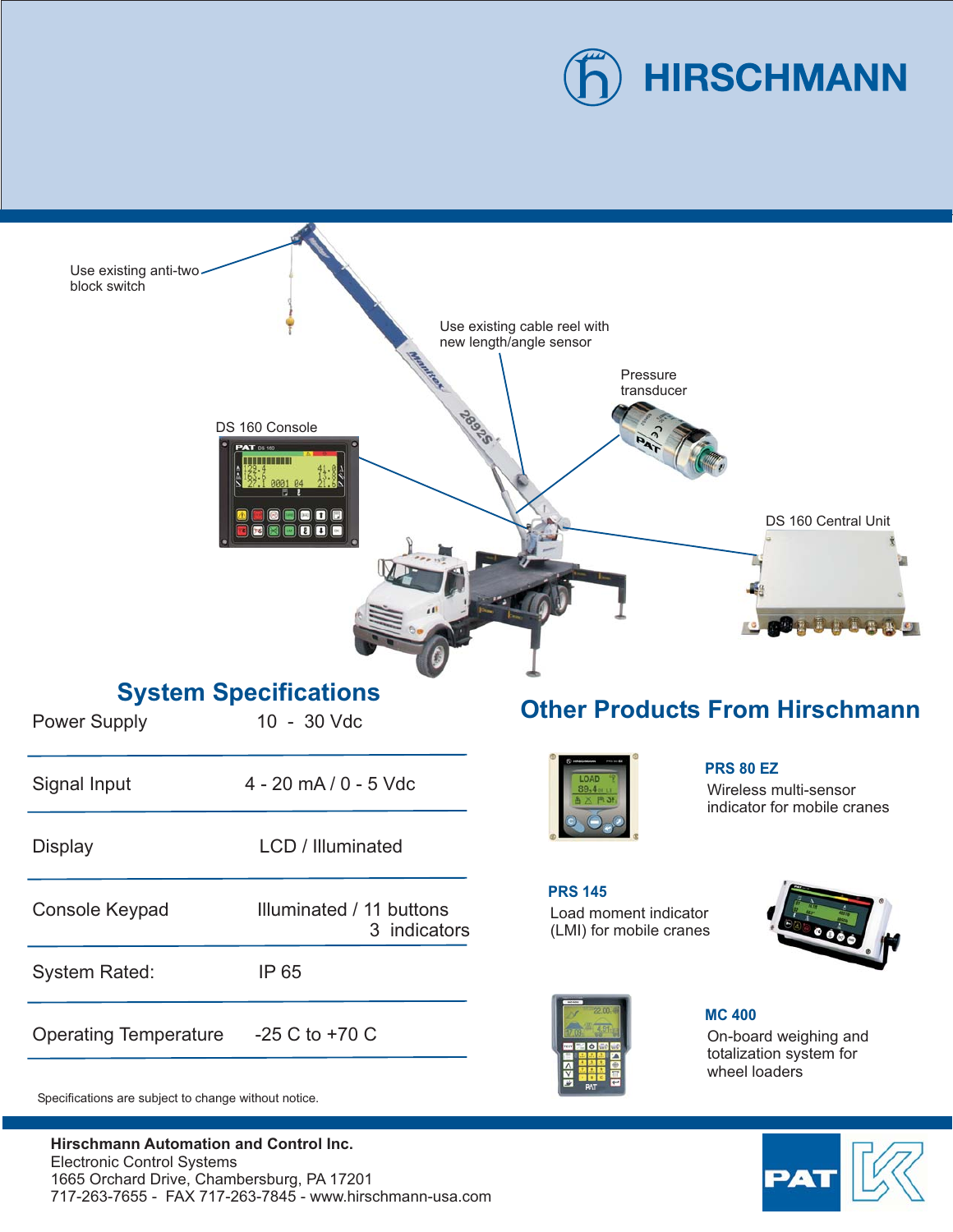HIRSCHMANN

Use existing anti-two block switch

Use existing cable reel with new length/angle sensor

Pressure transducer

DS 160 Console

DS 160 Central Unit

## System Specifications

| | |
|---|---|
| Power Supply | 10 - 30 Vdc |
| Signal Input | 4 - 20 mA / 0 - 5 Vdc |
| Display | LCD / Illuminated |
| Console Keypad | Illuminated / 11 buttons<br>3 indicators |
| System Rated: | IP 65 |
| Operating Temperature | -25 C to +70 C |

Specifications are subject to change without notice.

## Other Products From Hirschmann

**PRS 80 EZ**
Wireless multi-sensor indicator for mobile cranes

**PRS 145**
Load moment indicator (LMI) for mobile cranes

**MC 400**
On-board weighing and totalization system for wheel loaders

**Hirschmann Automation and Control Inc.**
Electronic Control Systems
1665 Orchard Drive, Chambersburg, PA 17201
717-263-7655 - FAX 717-263-7845 - www.hirschmann-usa.com

PAT